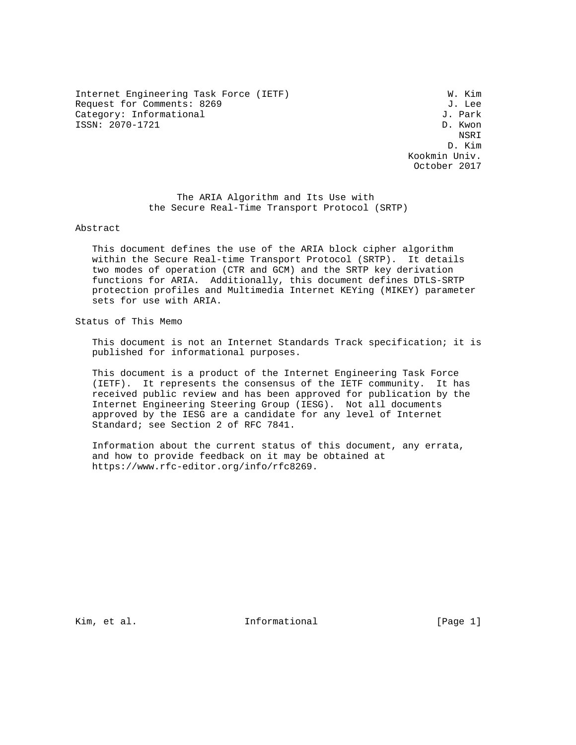Internet Engineering Task Force (IETF) W. Kim
Request for Comments: 8269 J. Lee
Category: Informational J. Park
ISSN: 2070-1721 D. Kwon
NSRI
D. Kim
Kookmin Univ.
October 2017

# The ARIA Algorithm and Its Use with the Secure Real-Time Transport Protocol (SRTP)

## Abstract

This document defines the use of the ARIA block cipher algorithm within the Secure Real-time Transport Protocol (SRTP). It details two modes of operation (CTR and GCM) and the SRTP key derivation functions for ARIA. Additionally, this document defines DTLS-SRTP protection profiles and Multimedia Internet KEYing (MIKEY) parameter sets for use with ARIA.

## Status of This Memo

This document is not an Internet Standards Track specification; it is published for informational purposes.

This document is a product of the Internet Engineering Task Force (IETF). It represents the consensus of the IETF community. It has received public review and has been approved for publication by the Internet Engineering Steering Group (IESG). Not all documents approved by the IESG are a candidate for any level of Internet Standard; see Section 2 of RFC 7841.

Information about the current status of this document, any errata, and how to provide feedback on it may be obtained at https://www.rfc-editor.org/info/rfc8269.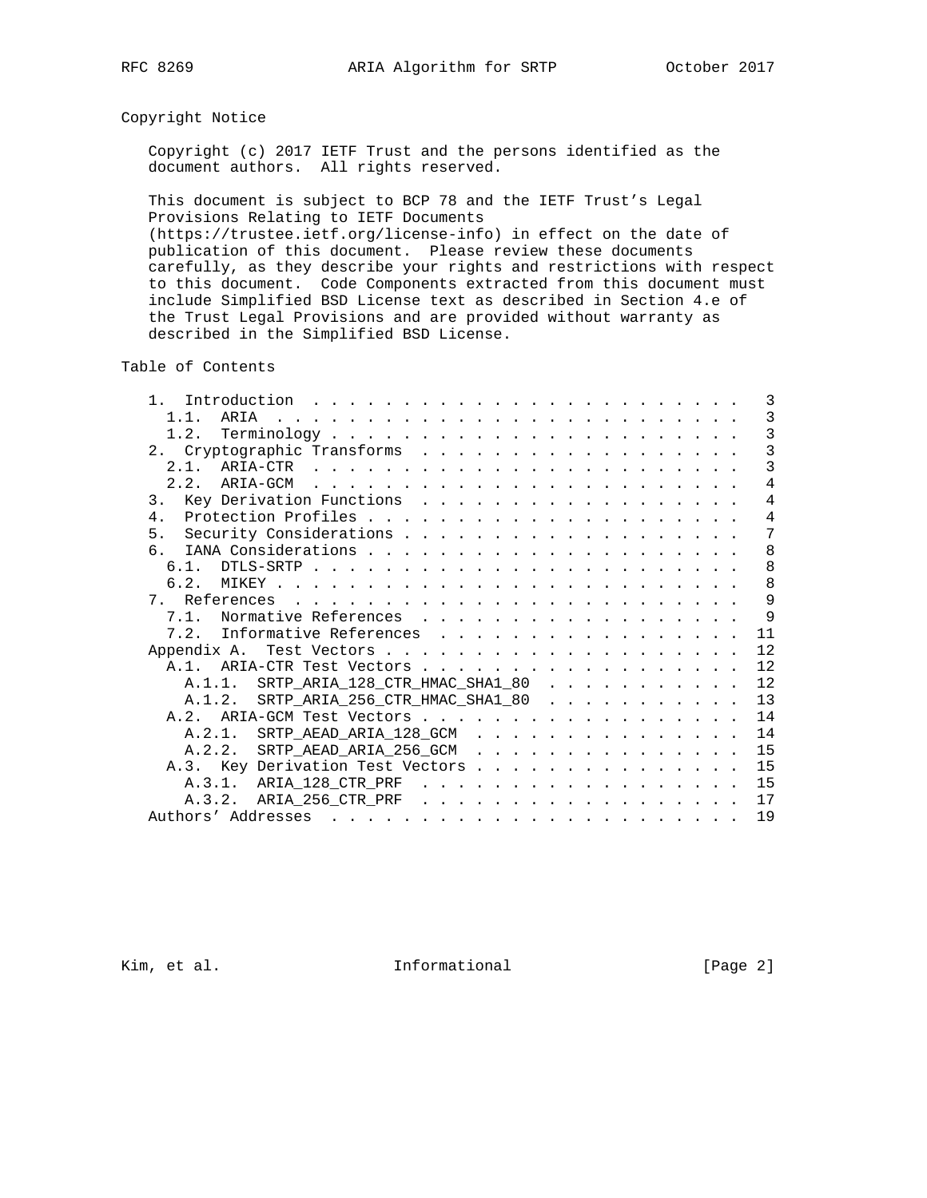## Copyright Notice

Copyright (c) 2017 IETF Trust and the persons identified as the document authors. All rights reserved.

This document is subject to BCP 78 and the IETF Trust's Legal Provisions Relating to IETF Documents (https://trustee.ietf.org/license-info) in effect on the date of publication of this document. Please review these documents carefully, as they describe your rights and restrictions with respect to this document. Code Components extracted from this document must include Simplified BSD License text as described in Section 4.e of the Trust Legal Provisions and are provided without warranty as described in the Simplified BSD License.

## Table of Contents

```
   1.  Introduction . . . . . . . . . . . . . . . . . . . . . . . .   3
     1.1.  ARIA . . . . . . . . . . . . . . . . . . . . . . . . . .   3
     1.2.  Terminology . . . . . . . . . . . . . . . . . . . . . . .   3
   2.  Cryptographic Transforms . . . . . . . . . . . . . . . . . .   3
     2.1.  ARIA-CTR . . . . . . . . . . . . . . . . . . . . . . . .   3
     2.2.  ARIA-GCM . . . . . . . . . . . . . . . . . . . . . . . .   4
   3.  Key Derivation Functions . . . . . . . . . . . . . . . . . .   4
   4.  Protection Profiles . . . . . . . . . . . . . . . . . . . . .   4
   5.  Security Considerations . . . . . . . . . . . . . . . . . . .   7
   6.  IANA Considerations . . . . . . . . . . . . . . . . . . . . .   8
     6.1.  DTLS-SRTP . . . . . . . . . . . . . . . . . . . . . . . .   8
     6.2.  MIKEY . . . . . . . . . . . . . . . . . . . . . . . . . .   8
   7.  References . . . . . . . . . . . . . . . . . . . . . . . . .   9
     7.1.  Normative References . . . . . . . . . . . . . . . . . .   9
     7.2.  Informative References . . . . . . . . . . . . . . . . .  11
   Appendix A.  Test Vectors . . . . . . . . . . . . . . . . . . . .  12
     A.1.  ARIA-CTR Test Vectors . . . . . . . . . . . . . . . . . .  12
       A.1.1.  SRTP_ARIA_128_CTR_HMAC_SHA1_80 . . . . . . . . . . .  12
       A.1.2.  SRTP_ARIA_256_CTR_HMAC_SHA1_80 . . . . . . . . . . .  13
     A.2.  ARIA-GCM Test Vectors . . . . . . . . . . . . . . . . . .  14
       A.2.1.  SRTP_AEAD_ARIA_128_GCM . . . . . . . . . . . . . . .  14
       A.2.2.  SRTP_AEAD_ARIA_256_GCM . . . . . . . . . . . . . . .  15
     A.3.  Key Derivation Test Vectors . . . . . . . . . . . . . . .  15
       A.3.1.  ARIA_128_CTR_PRF . . . . . . . . . . . . . . . . . .  15
       A.3.2.  ARIA_256_CTR_PRF . . . . . . . . . . . . . . . . . .  17
   Authors' Addresses . . . . . . . . . . . . . . . . . . . . . . .  19
```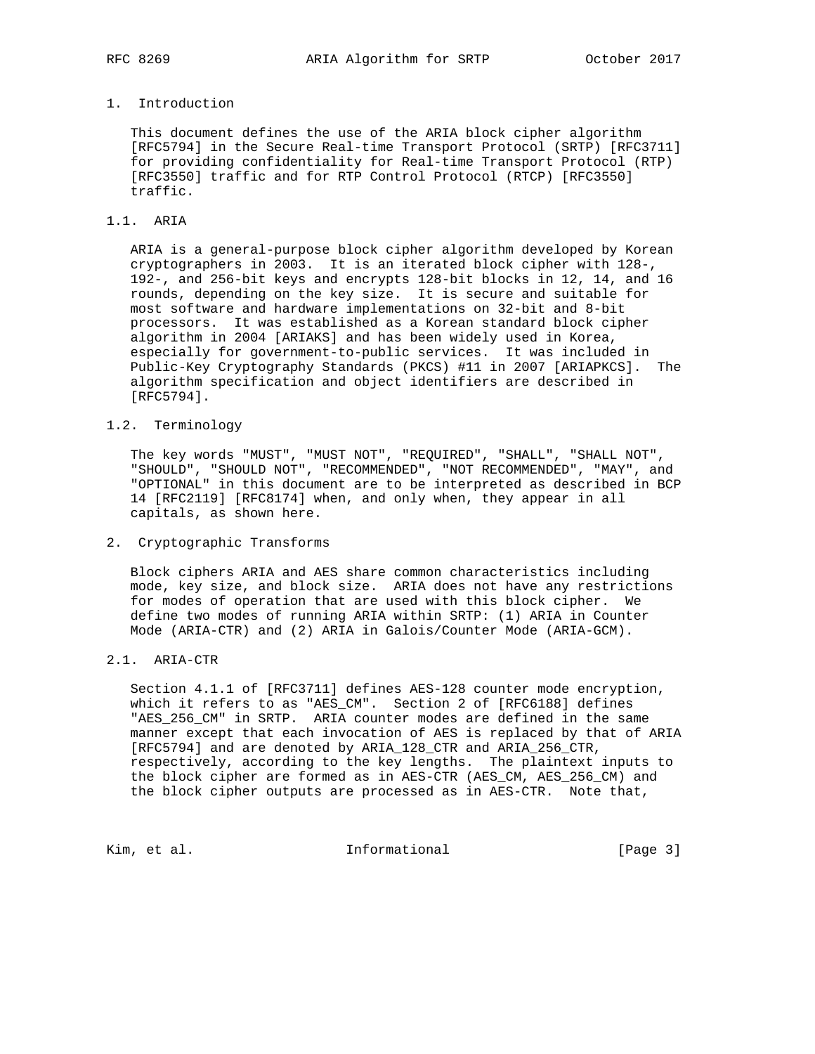# 1. Introduction

This document defines the use of the ARIA block cipher algorithm [RFC5794] in the Secure Real-time Transport Protocol (SRTP) [RFC3711] for providing confidentiality for Real-time Transport Protocol (RTP) [RFC3550] traffic and for RTP Control Protocol (RTCP) [RFC3550] traffic.

## 1.1. ARIA

ARIA is a general-purpose block cipher algorithm developed by Korean cryptographers in 2003. It is an iterated block cipher with 128-, 192-, and 256-bit keys and encrypts 128-bit blocks in 12, 14, and 16 rounds, depending on the key size. It is secure and suitable for most software and hardware implementations on 32-bit and 8-bit processors. It was established as a Korean standard block cipher algorithm in 2004 [ARIAKS] and has been widely used in Korea, especially for government-to-public services. It was included in Public-Key Cryptography Standards (PKCS) #11 in 2007 [ARIAPKCS]. The algorithm specification and object identifiers are described in [RFC5794].

## 1.2. Terminology

The key words "MUST", "MUST NOT", "REQUIRED", "SHALL", "SHALL NOT", "SHOULD", "SHOULD NOT", "RECOMMENDED", "NOT RECOMMENDED", "MAY", and "OPTIONAL" in this document are to be interpreted as described in BCP 14 [RFC2119] [RFC8174] when, and only when, they appear in all capitals, as shown here.

# 2. Cryptographic Transforms

Block ciphers ARIA and AES share common characteristics including mode, key size, and block size. ARIA does not have any restrictions for modes of operation that are used with this block cipher. We define two modes of running ARIA within SRTP: (1) ARIA in Counter Mode (ARIA-CTR) and (2) ARIA in Galois/Counter Mode (ARIA-GCM).

## 2.1. ARIA-CTR

Section 4.1.1 of [RFC3711] defines AES-128 counter mode encryption, which it refers to as "AES_CM". Section 2 of [RFC6188] defines "AES_256_CM" in SRTP. ARIA counter modes are defined in the same manner except that each invocation of AES is replaced by that of ARIA [RFC5794] and are denoted by ARIA_128_CTR and ARIA_256_CTR, respectively, according to the key lengths. The plaintext inputs to the block cipher are formed as in AES-CTR (AES_CM, AES_256_CM) and the block cipher outputs are processed as in AES-CTR. Note that,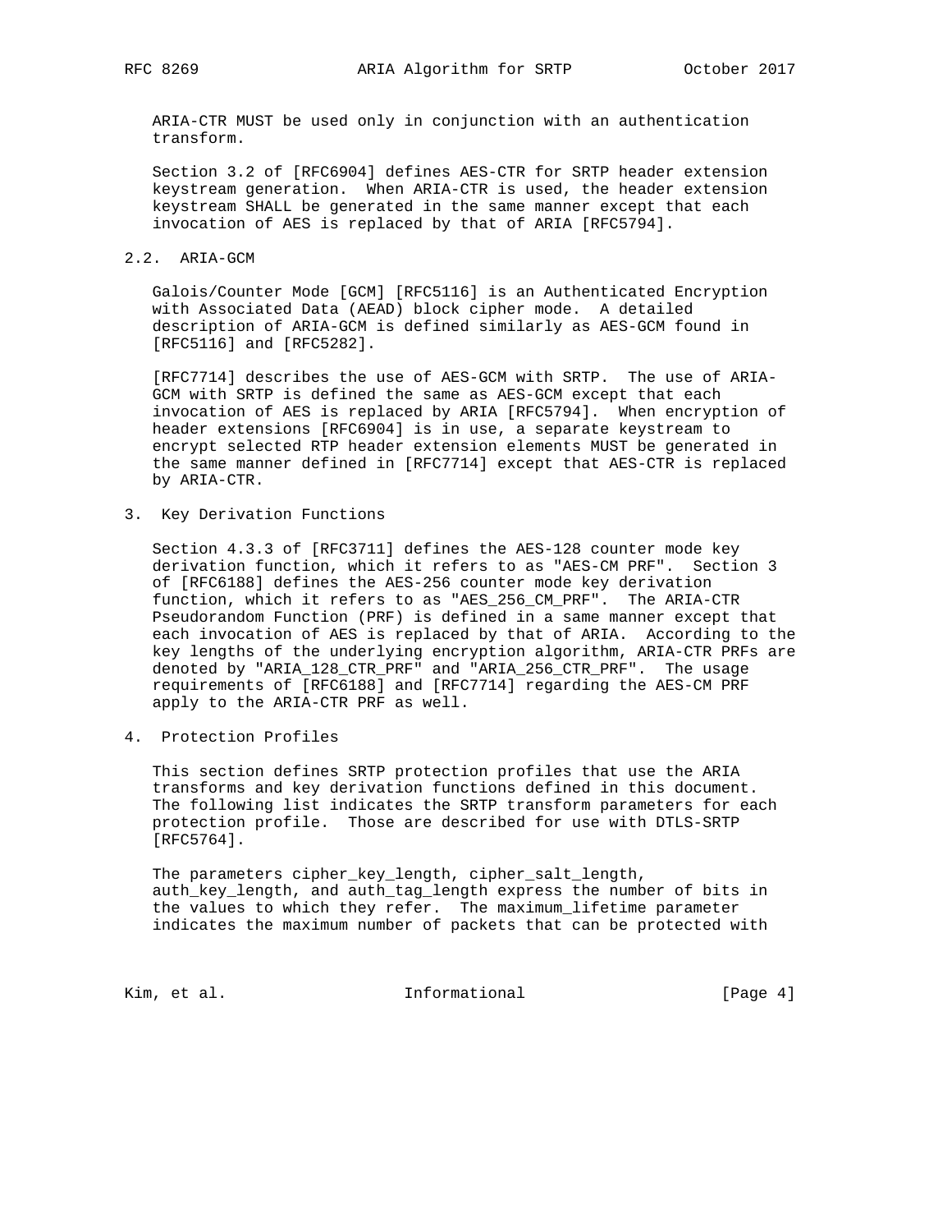ARIA-CTR MUST be used only in conjunction with an authentication transform.

Section 3.2 of [RFC6904] defines AES-CTR for SRTP header extension keystream generation. When ARIA-CTR is used, the header extension keystream SHALL be generated in the same manner except that each invocation of AES is replaced by that of ARIA [RFC5794].

### 2.2. ARIA-GCM

Galois/Counter Mode [GCM] [RFC5116] is an Authenticated Encryption with Associated Data (AEAD) block cipher mode. A detailed description of ARIA-GCM is defined similarly as AES-GCM found in [RFC5116] and [RFC5282].

[RFC7714] describes the use of AES-GCM with SRTP. The use of ARIA-GCM with SRTP is defined the same as AES-GCM except that each invocation of AES is replaced by ARIA [RFC5794]. When encryption of header extensions [RFC6904] is in use, a separate keystream to encrypt selected RTP header extension elements MUST be generated in the same manner defined in [RFC7714] except that AES-CTR is replaced by ARIA-CTR.

## 3. Key Derivation Functions

Section 4.3.3 of [RFC3711] defines the AES-128 counter mode key derivation function, which it refers to as "AES-CM PRF". Section 3 of [RFC6188] defines the AES-256 counter mode key derivation function, which it refers to as "AES_256_CM_PRF". The ARIA-CTR Pseudorandom Function (PRF) is defined in a same manner except that each invocation of AES is replaced by that of ARIA. According to the key lengths of the underlying encryption algorithm, ARIA-CTR PRFs are denoted by "ARIA_128_CTR_PRF" and "ARIA_256_CTR_PRF". The usage requirements of [RFC6188] and [RFC7714] regarding the AES-CM PRF apply to the ARIA-CTR PRF as well.

## 4. Protection Profiles

This section defines SRTP protection profiles that use the ARIA transforms and key derivation functions defined in this document. The following list indicates the SRTP transform parameters for each protection profile. Those are described for use with DTLS-SRTP [RFC5764].

The parameters cipher_key_length, cipher_salt_length, auth_key_length, and auth_tag_length express the number of bits in the values to which they refer. The maximum_lifetime parameter indicates the maximum number of packets that can be protected with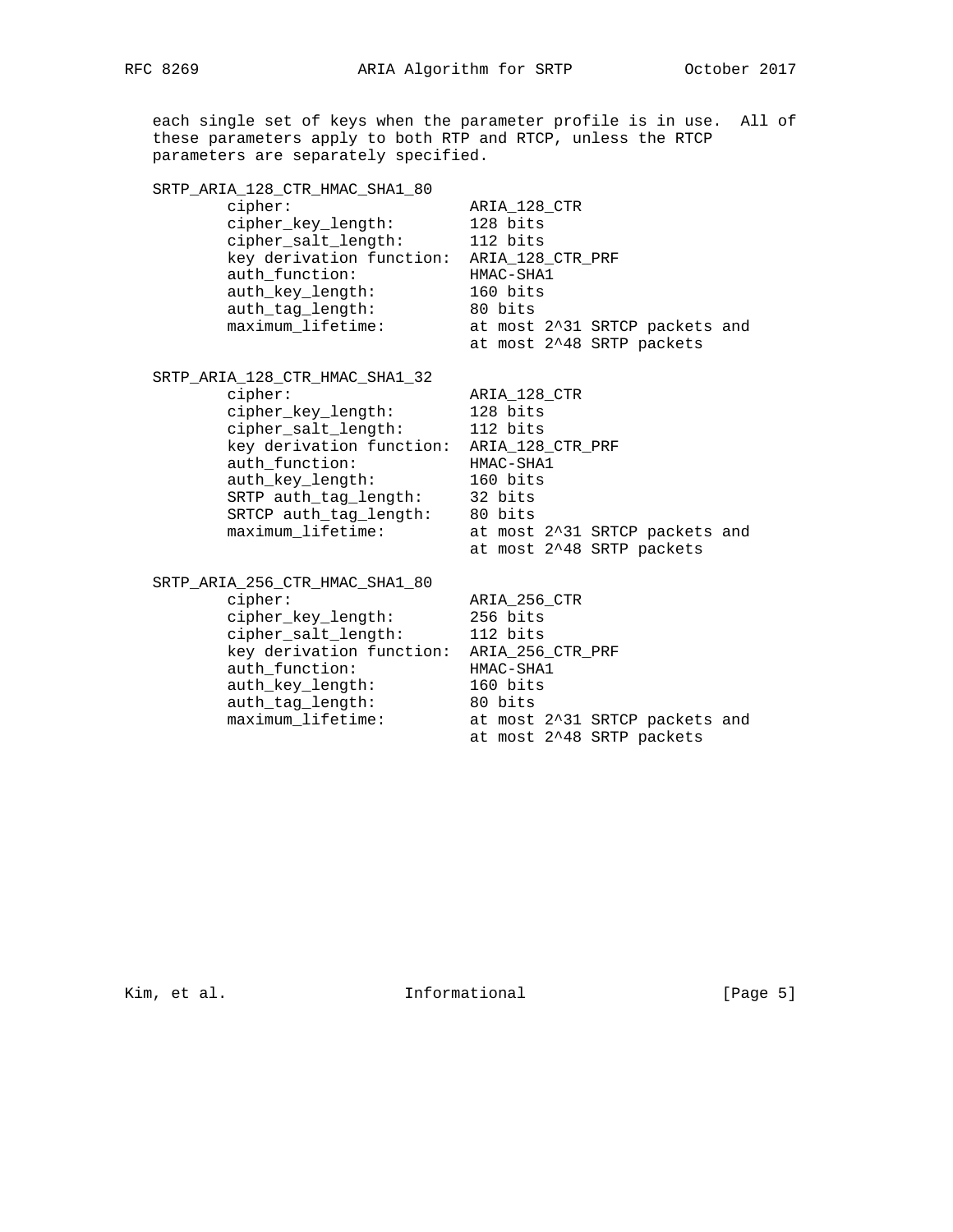each single set of keys when the parameter profile is in use. All of these parameters apply to both RTP and RTCP, unless the RTCP parameters are separately specified.

```
SRTP_ARIA_128_CTR_HMAC_SHA1_80
        cipher:                   ARIA_128_CTR
        cipher_key_length:        128 bits
        cipher_salt_length:       112 bits
        key derivation function:  ARIA_128_CTR_PRF
        auth_function:            HMAC-SHA1
        auth_key_length:          160 bits
        auth_tag_length:          80 bits
        maximum_lifetime:         at most 2^31 SRTCP packets and
                                  at most 2^48 SRTP packets

SRTP_ARIA_128_CTR_HMAC_SHA1_32
        cipher:                   ARIA_128_CTR
        cipher_key_length:        128 bits
        cipher_salt_length:       112 bits
        key derivation function:  ARIA_128_CTR_PRF
        auth_function:            HMAC-SHA1
        auth_key_length:          160 bits
        SRTP auth_tag_length:     32 bits
        SRTCP auth_tag_length:    80 bits
        maximum_lifetime:         at most 2^31 SRTCP packets and
                                  at most 2^48 SRTP packets

SRTP_ARIA_256_CTR_HMAC_SHA1_80
        cipher:                   ARIA_256_CTR
        cipher_key_length:        256 bits
        cipher_salt_length:       112 bits
        key derivation function:  ARIA_256_CTR_PRF
        auth_function:            HMAC-SHA1
        auth_key_length:          160 bits
        auth_tag_length:          80 bits
        maximum_lifetime:         at most 2^31 SRTCP packets and
                                  at most 2^48 SRTP packets
```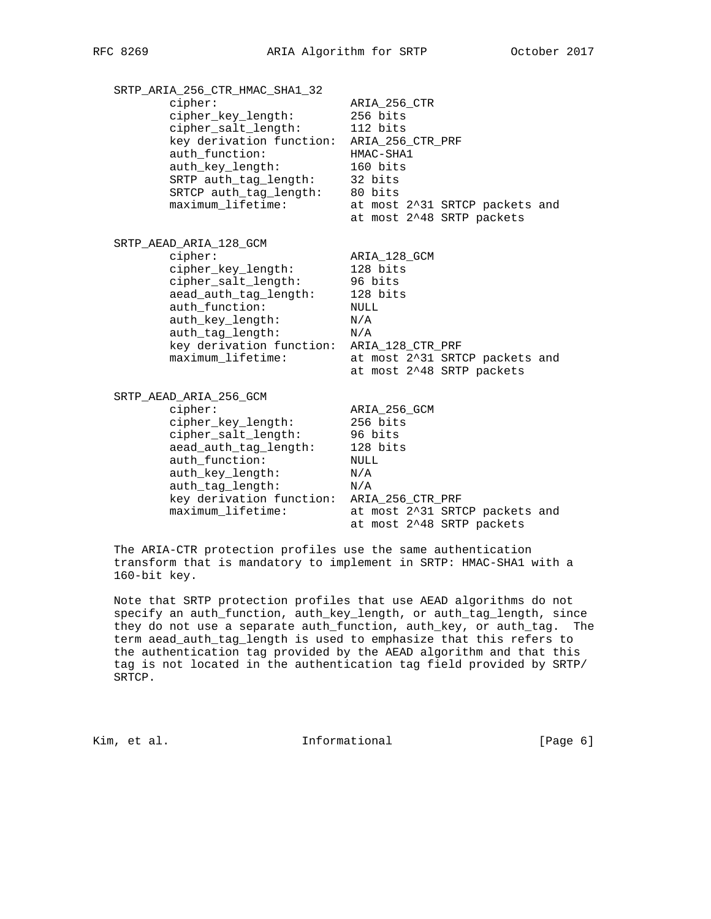```
   SRTP_ARIA_256_CTR_HMAC_SHA1_32
           cipher:                   ARIA_256_CTR
           cipher_key_length:        256 bits
           cipher_salt_length:       112 bits
           key derivation function:  ARIA_256_CTR_PRF
           auth_function:            HMAC-SHA1
           auth_key_length:          160 bits
           SRTP auth_tag_length:     32 bits
           SRTCP auth_tag_length:    80 bits
           maximum_lifetime:         at most 2^31 SRTCP packets and
                                     at most 2^48 SRTP packets

   SRTP_AEAD_ARIA_128_GCM
           cipher:                   ARIA_128_GCM
           cipher_key_length:        128 bits
           cipher_salt_length:       96 bits
           aead_auth_tag_length:     128 bits
           auth_function:            NULL
           auth_key_length:          N/A
           auth_tag_length:          N/A
           key derivation function:  ARIA_128_CTR_PRF
           maximum_lifetime:         at most 2^31 SRTCP packets and
                                     at most 2^48 SRTP packets

   SRTP_AEAD_ARIA_256_GCM
           cipher:                   ARIA_256_GCM
           cipher_key_length:        256 bits
           cipher_salt_length:       96 bits
           aead_auth_tag_length:     128 bits
           auth_function:            NULL
           auth_key_length:          N/A
           auth_tag_length:          N/A
           key derivation function:  ARIA_256_CTR_PRF
           maximum_lifetime:         at most 2^31 SRTCP packets and
                                     at most 2^48 SRTP packets
```

The ARIA-CTR protection profiles use the same authentication transform that is mandatory to implement in SRTP: HMAC-SHA1 with a 160-bit key.

Note that SRTP protection profiles that use AEAD algorithms do not specify an auth_function, auth_key_length, or auth_tag_length, since they do not use a separate auth_function, auth_key, or auth_tag. The term aead_auth_tag_length is used to emphasize that this refers to the authentication tag provided by the AEAD algorithm and that this tag is not located in the authentication tag field provided by SRTP/SRTCP.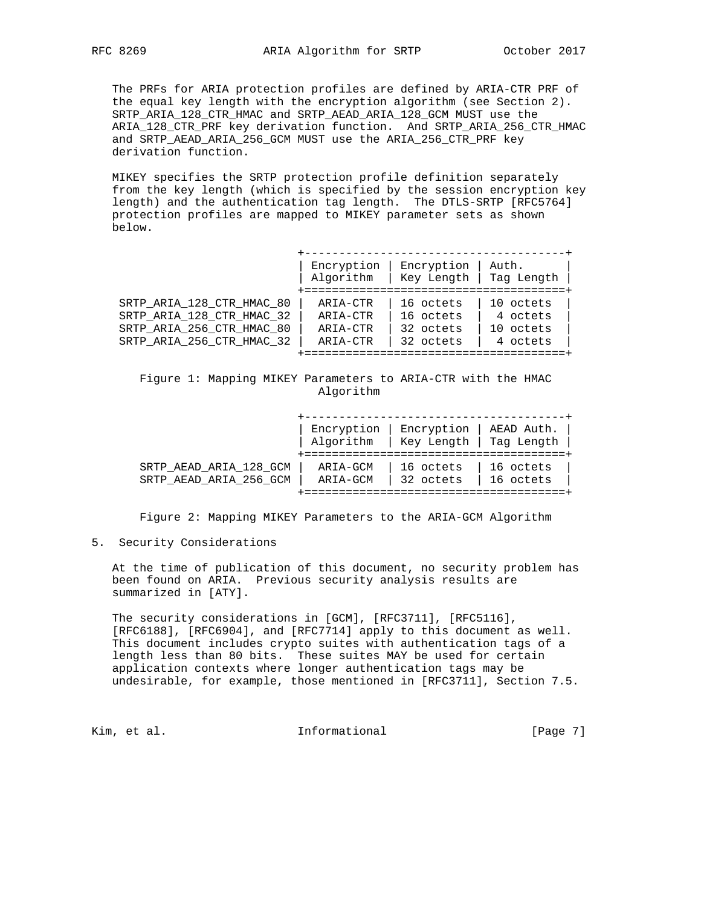The PRFs for ARIA protection profiles are defined by ARIA-CTR PRF of the equal key length with the encryption algorithm (see Section 2). SRTP_ARIA_128_CTR_HMAC and SRTP_AEAD_ARIA_128_GCM MUST use the ARIA_128_CTR_PRF key derivation function. And SRTP_ARIA_256_CTR_HMAC and SRTP_AEAD_ARIA_256_GCM MUST use the ARIA_256_CTR_PRF key derivation function.

MIKEY specifies the SRTP protection profile definition separately from the key length (which is specified by the session encryption key length) and the authentication tag length. The DTLS-SRTP [RFC5764] protection profiles are mapped to MIKEY parameter sets as shown below.

| | Encryption Algorithm | Encryption Key Length | Auth. Tag Length |
|---|---|---|---|
| SRTP_ARIA_128_CTR_HMAC_80 | ARIA-CTR | 16 octets | 10 octets |
| SRTP_ARIA_128_CTR_HMAC_32 | ARIA-CTR | 16 octets | 4 octets |
| SRTP_ARIA_256_CTR_HMAC_80 | ARIA-CTR | 32 octets | 10 octets |
| SRTP_ARIA_256_CTR_HMAC_32 | ARIA-CTR | 32 octets | 4 octets |

Figure 1: Mapping MIKEY Parameters to ARIA-CTR with the HMAC Algorithm

| | Encryption Algorithm | Encryption Key Length | AEAD Auth. Tag Length |
|---|---|---|---|
| SRTP_AEAD_ARIA_128_GCM | ARIA-GCM | 16 octets | 16 octets |
| SRTP_AEAD_ARIA_256_GCM | ARIA-GCM | 32 octets | 16 octets |

Figure 2: Mapping MIKEY Parameters to the ARIA-GCM Algorithm

## 5. Security Considerations

At the time of publication of this document, no security problem has been found on ARIA. Previous security analysis results are summarized in [ATY].

The security considerations in [GCM], [RFC3711], [RFC5116], [RFC6188], [RFC6904], and [RFC7714] apply to this document as well. This document includes crypto suites with authentication tags of a length less than 80 bits. These suites MAY be used for certain application contexts where longer authentication tags may be undesirable, for example, those mentioned in [RFC3711], Section 7.5.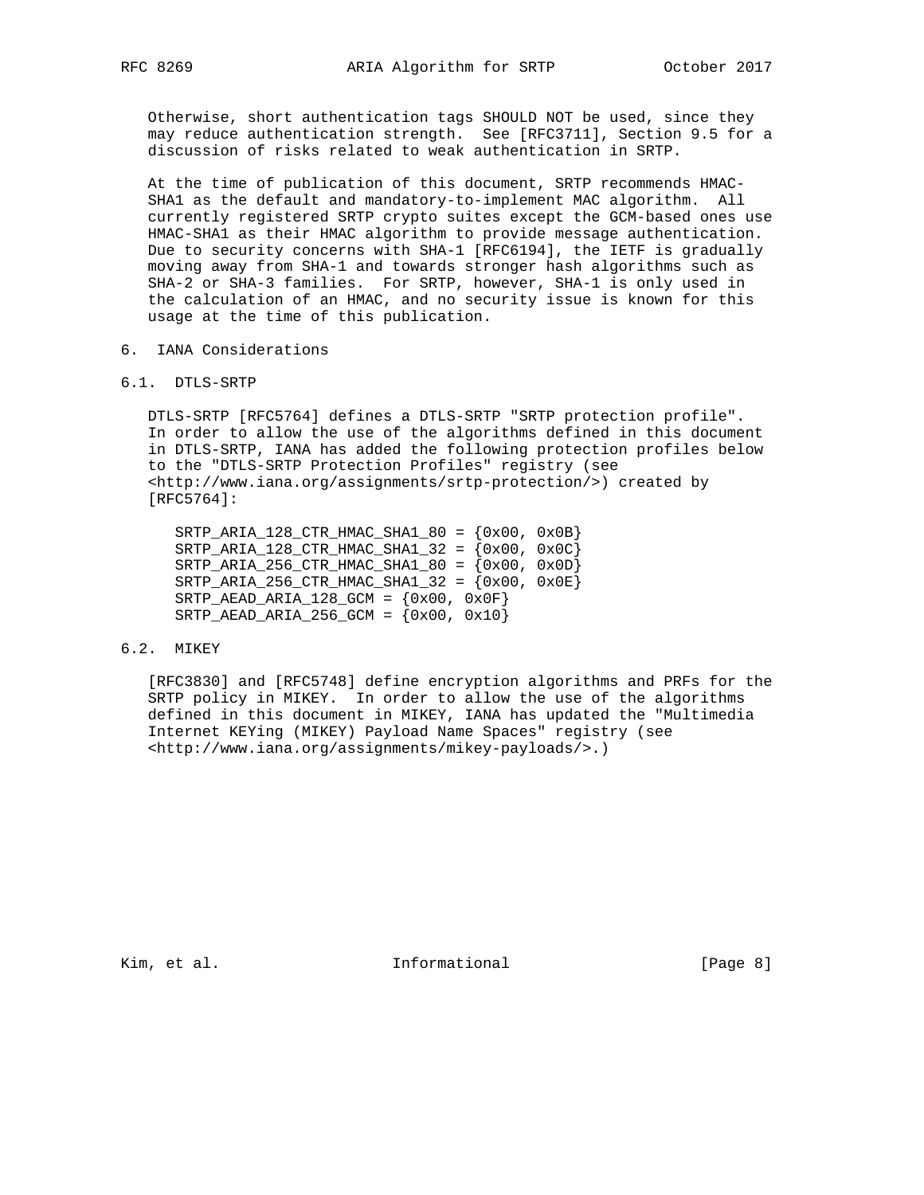Otherwise, short authentication tags SHOULD NOT be used, since they may reduce authentication strength. See [RFC3711], Section 9.5 for a discussion of risks related to weak authentication in SRTP.

At the time of publication of this document, SRTP recommends HMAC-SHA1 as the default and mandatory-to-implement MAC algorithm. All currently registered SRTP crypto suites except the GCM-based ones use HMAC-SHA1 as their HMAC algorithm to provide message authentication. Due to security concerns with SHA-1 [RFC6194], the IETF is gradually moving away from SHA-1 and towards stronger hash algorithms such as SHA-2 or SHA-3 families. For SRTP, however, SHA-1 is only used in the calculation of an HMAC, and no security issue is known for this usage at the time of this publication.

## 6. IANA Considerations

### 6.1. DTLS-SRTP

DTLS-SRTP [RFC5764] defines a DTLS-SRTP "SRTP protection profile". In order to allow the use of the algorithms defined in this document in DTLS-SRTP, IANA has added the following protection profiles below to the "DTLS-SRTP Protection Profiles" registry (see <http://www.iana.org/assignments/srtp-protection/>) created by [RFC5764]:

```
SRTP_ARIA_128_CTR_HMAC_SHA1_80 = {0x00, 0x0B}
SRTP_ARIA_128_CTR_HMAC_SHA1_32 = {0x00, 0x0C}
SRTP_ARIA_256_CTR_HMAC_SHA1_80 = {0x00, 0x0D}
SRTP_ARIA_256_CTR_HMAC_SHA1_32 = {0x00, 0x0E}
SRTP_AEAD_ARIA_128_GCM = {0x00, 0x0F}
SRTP_AEAD_ARIA_256_GCM = {0x00, 0x10}
```

### 6.2. MIKEY

[RFC3830] and [RFC5748] define encryption algorithms and PRFs for the SRTP policy in MIKEY. In order to allow the use of the algorithms defined in this document in MIKEY, IANA has updated the "Multimedia Internet KEYing (MIKEY) Payload Name Spaces" registry (see <http://www.iana.org/assignments/mikey-payloads/>.)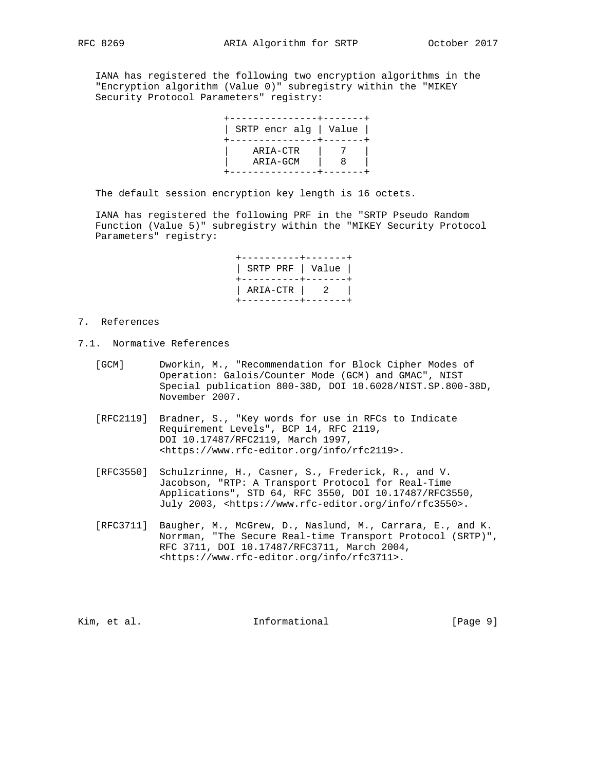IANA has registered the following two encryption algorithms in the "Encryption algorithm (Value 0)" subregistry within the "MIKEY Security Protocol Parameters" registry:

| SRTP encr alg | Value |
| --- | --- |
| ARIA-CTR | 7 |
| ARIA-GCM | 8 |

The default session encryption key length is 16 octets.

IANA has registered the following PRF in the "SRTP Pseudo Random Function (Value 5)" subregistry within the "MIKEY Security Protocol Parameters" registry:

| SRTP PRF | Value |
| --- | --- |
| ARIA-CTR | 2 |

## 7. References

### 7.1. Normative References

[GCM] Dworkin, M., "Recommendation for Block Cipher Modes of Operation: Galois/Counter Mode (GCM) and GMAC", NIST Special publication 800-38D, DOI 10.6028/NIST.SP.800-38D, November 2007.

[RFC2119] Bradner, S., "Key words for use in RFCs to Indicate Requirement Levels", BCP 14, RFC 2119, DOI 10.17487/RFC2119, March 1997, <https://www.rfc-editor.org/info/rfc2119>.

[RFC3550] Schulzrinne, H., Casner, S., Frederick, R., and V. Jacobson, "RTP: A Transport Protocol for Real-Time Applications", STD 64, RFC 3550, DOI 10.17487/RFC3550, July 2003, <https://www.rfc-editor.org/info/rfc3550>.

[RFC3711] Baugher, M., McGrew, D., Naslund, M., Carrara, E., and K. Norrman, "The Secure Real-time Transport Protocol (SRTP)", RFC 3711, DOI 10.17487/RFC3711, March 2004, <https://www.rfc-editor.org/info/rfc3711>.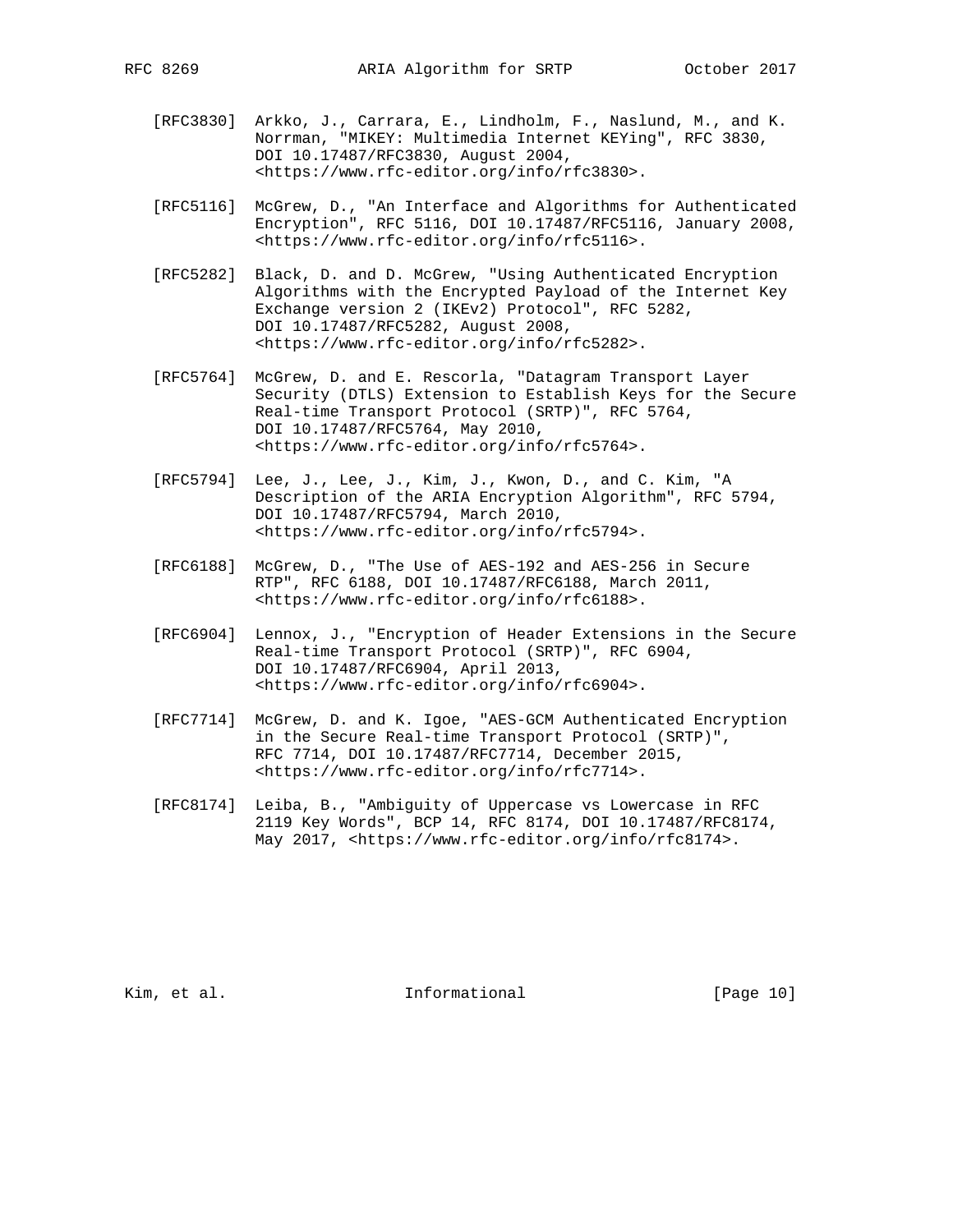[RFC3830] Arkko, J., Carrara, E., Lindholm, F., Naslund, M., and K. Norrman, "MIKEY: Multimedia Internet KEYing", RFC 3830, DOI 10.17487/RFC3830, August 2004, <https://www.rfc-editor.org/info/rfc3830>.

[RFC5116] McGrew, D., "An Interface and Algorithms for Authenticated Encryption", RFC 5116, DOI 10.17487/RFC5116, January 2008, <https://www.rfc-editor.org/info/rfc5116>.

[RFC5282] Black, D. and D. McGrew, "Using Authenticated Encryption Algorithms with the Encrypted Payload of the Internet Key Exchange version 2 (IKEv2) Protocol", RFC 5282, DOI 10.17487/RFC5282, August 2008, <https://www.rfc-editor.org/info/rfc5282>.

[RFC5764] McGrew, D. and E. Rescorla, "Datagram Transport Layer Security (DTLS) Extension to Establish Keys for the Secure Real-time Transport Protocol (SRTP)", RFC 5764, DOI 10.17487/RFC5764, May 2010, <https://www.rfc-editor.org/info/rfc5764>.

[RFC5794] Lee, J., Lee, J., Kim, J., Kwon, D., and C. Kim, "A Description of the ARIA Encryption Algorithm", RFC 5794, DOI 10.17487/RFC5794, March 2010, <https://www.rfc-editor.org/info/rfc5794>.

[RFC6188] McGrew, D., "The Use of AES-192 and AES-256 in Secure RTP", RFC 6188, DOI 10.17487/RFC6188, March 2011, <https://www.rfc-editor.org/info/rfc6188>.

[RFC6904] Lennox, J., "Encryption of Header Extensions in the Secure Real-time Transport Protocol (SRTP)", RFC 6904, DOI 10.17487/RFC6904, April 2013, <https://www.rfc-editor.org/info/rfc6904>.

[RFC7714] McGrew, D. and K. Igoe, "AES-GCM Authenticated Encryption in the Secure Real-time Transport Protocol (SRTP)", RFC 7714, DOI 10.17487/RFC7714, December 2015, <https://www.rfc-editor.org/info/rfc7714>.

[RFC8174] Leiba, B., "Ambiguity of Uppercase vs Lowercase in RFC 2119 Key Words", BCP 14, RFC 8174, DOI 10.17487/RFC8174, May 2017, <https://www.rfc-editor.org/info/rfc8174>.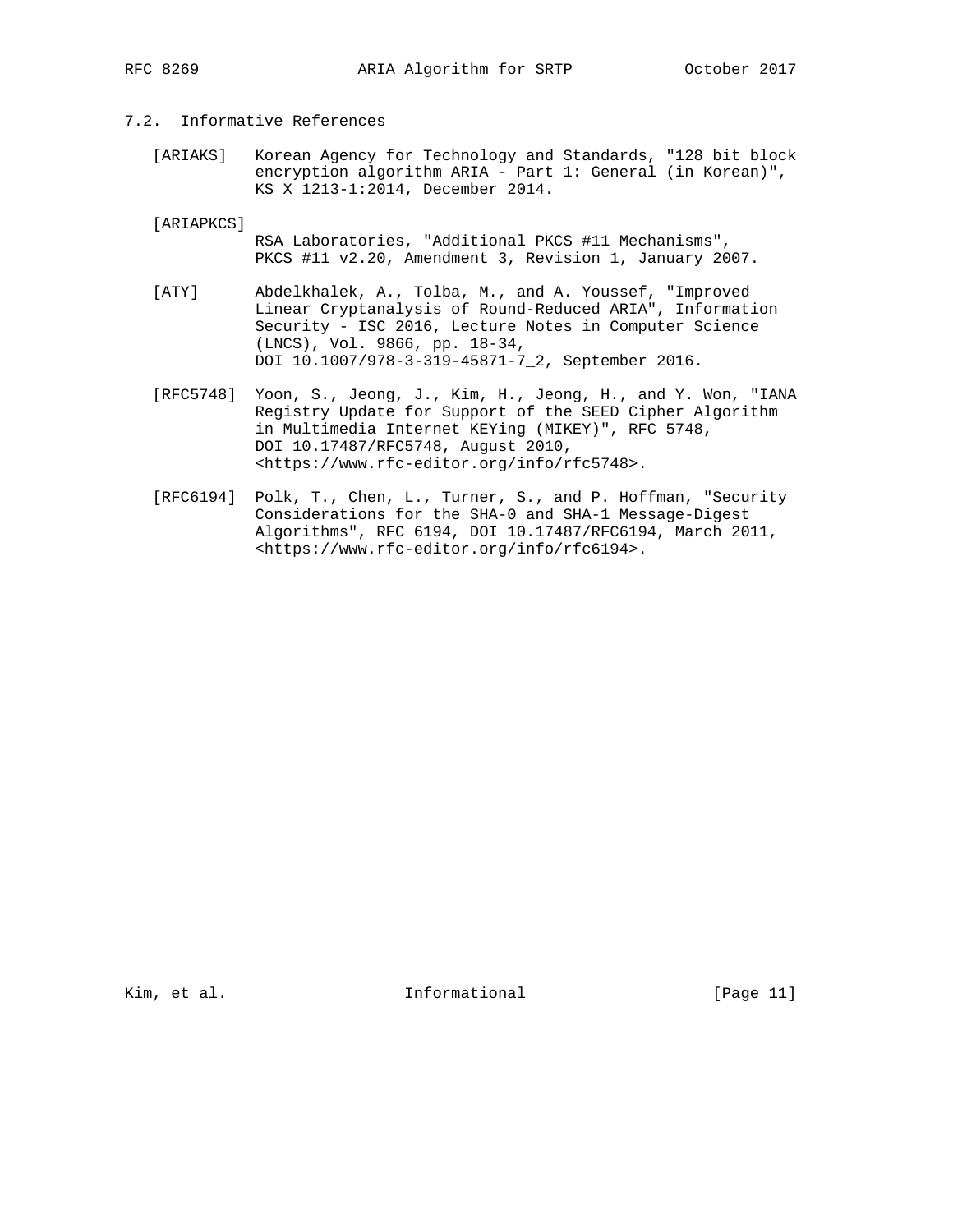### 7.2. Informative References

[ARIAKS] Korean Agency for Technology and Standards, "128 bit block encryption algorithm ARIA - Part 1: General (in Korean)", KS X 1213-1:2014, December 2014.

[ARIAPKCS] RSA Laboratories, "Additional PKCS #11 Mechanisms", PKCS #11 v2.20, Amendment 3, Revision 1, January 2007.

[ATY] Abdelkhalek, A., Tolba, M., and A. Youssef, "Improved Linear Cryptanalysis of Round-Reduced ARIA", Information Security - ISC 2016, Lecture Notes in Computer Science (LNCS), Vol. 9866, pp. 18-34, DOI 10.1007/978-3-319-45871-7_2, September 2016.

[RFC5748] Yoon, S., Jeong, J., Kim, H., Jeong, H., and Y. Won, "IANA Registry Update for Support of the SEED Cipher Algorithm in Multimedia Internet KEYing (MIKEY)", RFC 5748, DOI 10.17487/RFC5748, August 2010, <https://www.rfc-editor.org/info/rfc5748>.

[RFC6194] Polk, T., Chen, L., Turner, S., and P. Hoffman, "Security Considerations for the SHA-0 and SHA-1 Message-Digest Algorithms", RFC 6194, DOI 10.17487/RFC6194, March 2011, <https://www.rfc-editor.org/info/rfc6194>.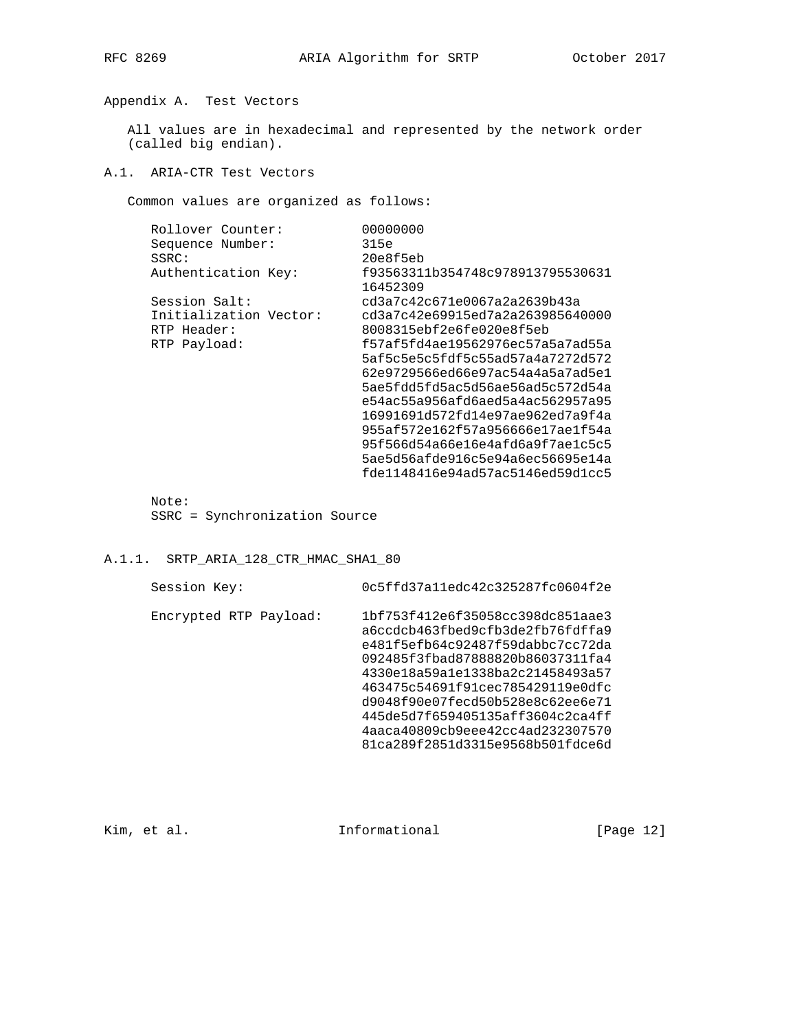## Appendix A. Test Vectors

All values are in hexadecimal and represented by the network order (called big endian).

### A.1. ARIA-CTR Test Vectors

Common values are organized as follows:

```
Rollover Counter:          00000000
Sequence Number:           315e
SSRC:                      20e8f5eb
Authentication Key:        f93563311b354748c978913795530631
                           16452309
Session Salt:              cd3a7c42c671e0067a2a2639b43a
Initialization Vector:     cd3a7c42e69915ed7a2a263985640000
RTP Header:                8008315ebf2e6fe020e8f5eb
RTP Payload:               f57af5fd4ae19562976ec57a5a7ad55a
                           5af5c5e5c5fdf5c55ad57a4a7272d572
                           62e9729566ed66e97ac54a4a5a7ad5e1
                           5ae5fdd5fd5ac5d56ae56ad5c572d54a
                           e54ac55a956afd6aed5a4ac562957a95
                           16991691d572fd14e97ae962ed7a9f4a
                           955af572e162f57a956666e17ae1f54a
                           95f566d54a66e16e4afd6a9f7ae1c5c5
                           5ae5d56afde916c5e94a6ec56695e14a
                           fde1148416e94ad57ac5146ed59d1cc5
```

Note:
SSRC = Synchronization Source

#### A.1.1. SRTP_ARIA_128_CTR_HMAC_SHA1_80

```
Session Key:               0c5ffd37a11edc42c325287fc0604f2e

Encrypted RTP Payload:     1bf753f412e6f35058cc398dc851aae3
                           a6ccdcb463fbed9cfb3de2fb76fdffa9
                           e481f5efb64c92487f59dabbc7cc72da
                           092485f3fbad87888820b86037311fa4
                           4330e18a59a1e1338ba2c21458493a57
                           463475c54691f91cec785429119e0dfc
                           d9048f90e07fecd50b528e8c62ee6e71
                           445de5d7f659405135aff3604c2ca4ff
                           4aaca40809cb9eee42cc4ad232307570
                           81ca289f2851d3315e9568b501fdce6d
```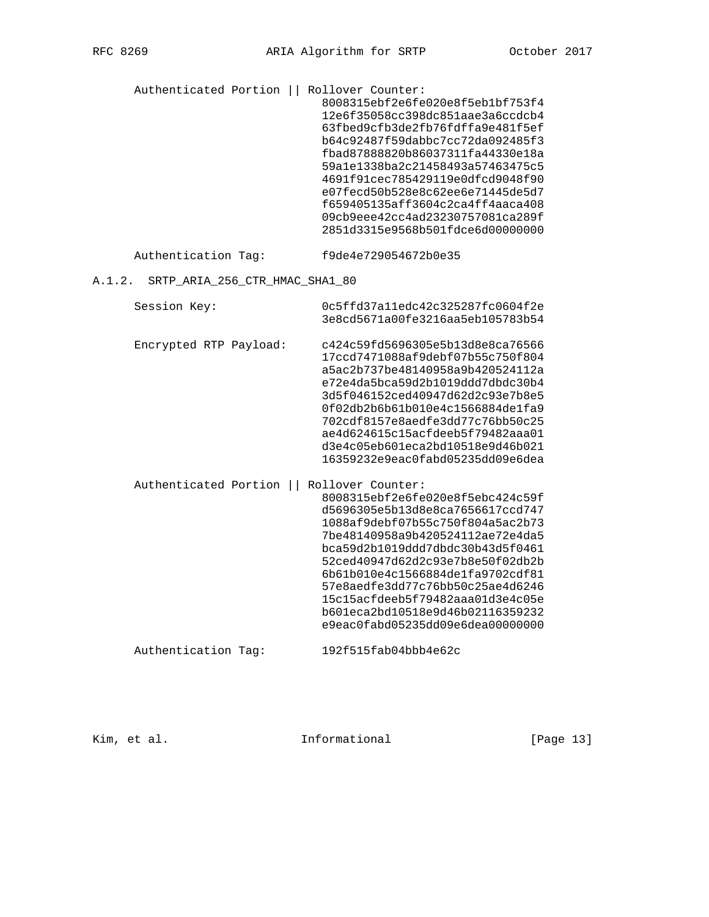```
   Authenticated Portion || Rollover Counter:
                              8008315ebf2e6fe020e8f5eb1bf753f4
                              12e6f35058cc398dc851aae3a6ccdcb4
                              63fbed9cfb3de2fb76fdffa9e481f5ef
                              b64c92487f59dabbc7cc72da092485f3
                              fbad87888820b86037311fa44330e18a
                              59a1e1338ba2c21458493a57463475c5
                              4691f91cec785429119e0dfcd9048f90
                              e07fecd50b528e8c62ee6e71445de5d7
                              f659405135aff3604c2ca4ff4aaca408
                              09cb9eee42cc4ad23230757081ca289f
                              2851d3315e9568b501fdce6d00000000

   Authentication Tag:        f9de4e729054672b0e35
```

## A.1.2. SRTP_ARIA_256_CTR_HMAC_SHA1_80

```
   Session Key:               0c5ffd37a11edc42c325287fc0604f2e
                              3e8cd5671a00fe3216aa5eb105783b54

   Encrypted RTP Payload:     c424c59fd5696305e5b13d8e8ca76566
                              17ccd7471088af9debf07b55c750f804
                              a5ac2b737be48140958a9b420524112a
                              e72e4da5bca59d2b1019ddd7dbdc30b4
                              3d5f046152ced40947d62d2c93e7b8e5
                              0f02db2b6b61b010e4c1566884de1fa9
                              702cdf8157e8aedfe3dd77c76bb50c25
                              ae4d624615c15acfdeeb5f79482aaa01
                              d3e4c05eb601eca2bd10518e9d46b021
                              16359232e9eac0fabd05235dd09e6dea

   Authenticated Portion || Rollover Counter:
                              8008315ebf2e6fe020e8f5ebc424c59f
                              d5696305e5b13d8e8ca7656617ccd747
                              1088af9debf07b55c750f804a5ac2b73
                              7be48140958a9b420524112ae72e4da5
                              bca59d2b1019ddd7dbdc30b43d5f0461
                              52ced40947d62d2c93e7b8e50f02db2b
                              6b61b010e4c1566884de1fa9702cdf81
                              57e8aedfe3dd77c76bb50c25ae4d6246
                              15c15acfdeeb5f79482aaa01d3e4c05e
                              b601eca2bd10518e9d46b02116359232
                              e9eac0fabd05235dd09e6dea00000000

   Authentication Tag:        192f515fab04bbb4e62c
```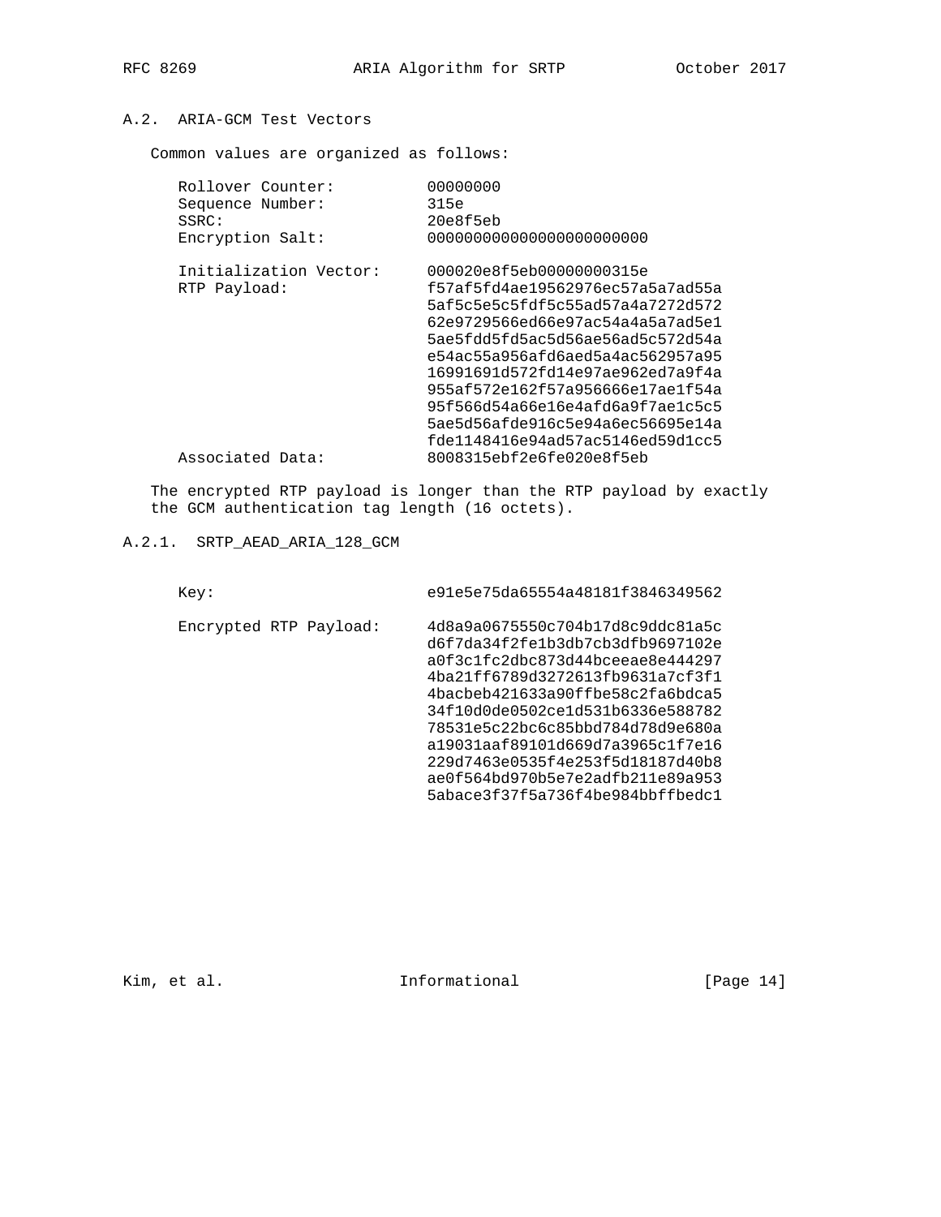### A.2. ARIA-GCM Test Vectors

Common values are organized as follows:

```
   Rollover Counter:          00000000
   Sequence Number:           315e
   SSRC:                      20e8f5eb
   Encryption Salt:           000000000000000000000000

   Initialization Vector:     000020e8f5eb00000000315e
   RTP Payload:               f57af5fd4ae19562976ec57a5a7ad55a
                              5af5c5e5c5fdf5c55ad57a4a7272d572
                              62e9729566ed66e97ac54a4a5a7ad5e1
                              5ae5fdd5fd5ac5d56ae56ad5c572d54a
                              e54ac55a956afd6aed5a4ac562957a95
                              16991691d572fd14e97ae962ed7a9f4a
                              955af572e162f57a956666e17ae1f54a
                              95f566d54a66e16e4afd6a9f7ae1c5c5
                              5ae5d56afde916c5e94a6ec56695e14a
                              fde1148416e94ad57ac5146ed59d1cc5
   Associated Data:           8008315ebf2e6fe020e8f5eb
```

The encrypted RTP payload is longer than the RTP payload by exactly the GCM authentication tag length (16 octets).

#### A.2.1. SRTP_AEAD_ARIA_128_GCM

```
   Key:                       e91e5e75da65554a48181f3846349562

   Encrypted RTP Payload:     4d8a9a0675550c704b17d8c9ddc81a5c
                              d6f7da34f2fe1b3db7cb3dfb9697102e
                              a0f3c1fc2dbc873d44bceeae8e444297
                              4ba21ff6789d3272613fb9631a7cf3f1
                              4bacbeb421633a90ffbe58c2fa6bdca5
                              34f10d0de0502ce1d531b6336e588782
                              78531e5c22bc6c85bbd784d78d9e680a
                              a19031aaf89101d669d7a3965c1f7e16
                              229d7463e0535f4e253f5d18187d40b8
                              ae0f564bd970b5e7e2adfb211e89a953
                              5abace3f37f5a736f4be984bbffbedc1
```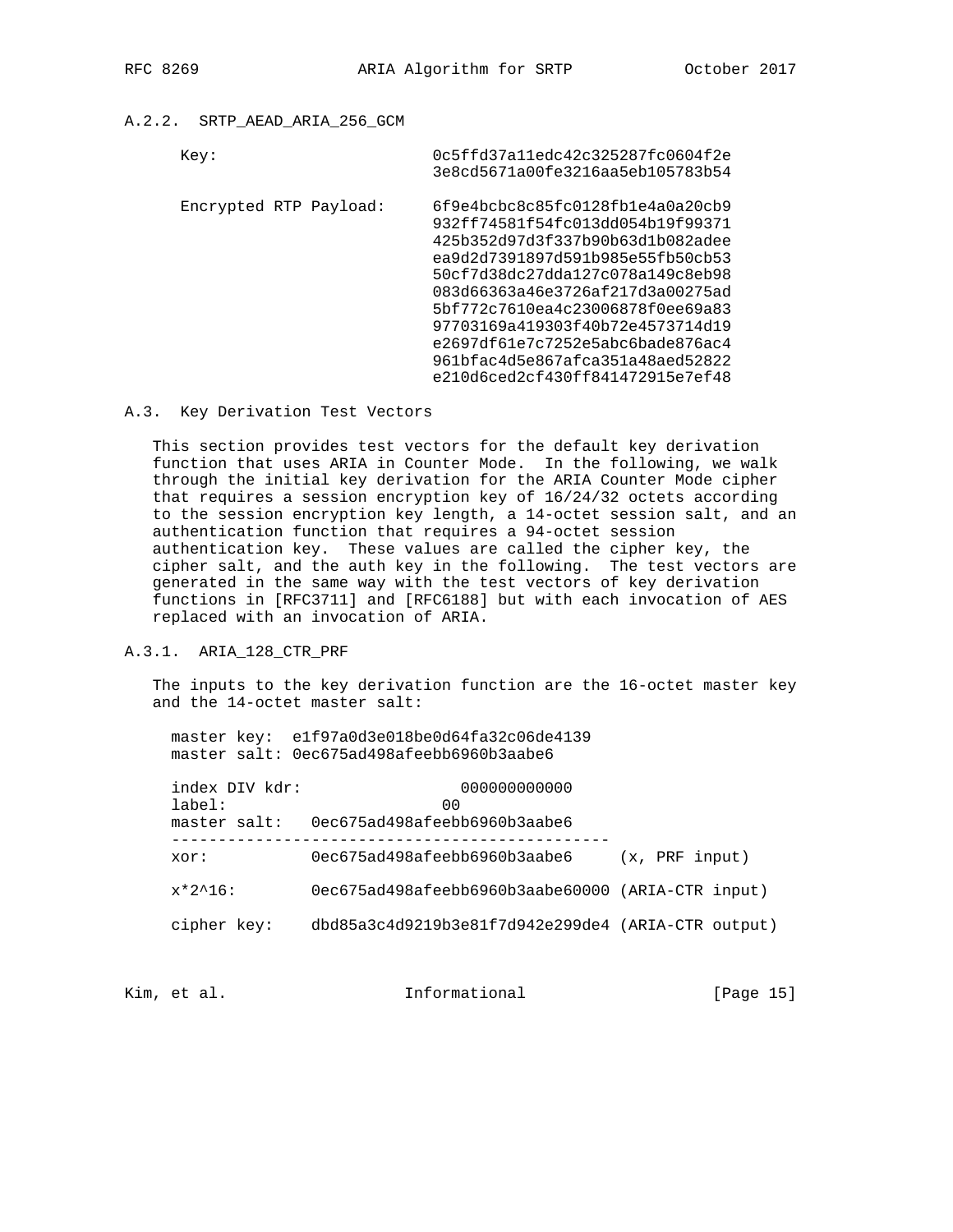### A.2.2. SRTP_AEAD_ARIA_256_GCM

```
Key:                       0c5ffd37a11edc42c325287fc0604f2e
                           3e8cd5671a00fe3216aa5eb105783b54

Encrypted RTP Payload:     6f9e4bcbc8c85fc0128fb1e4a0a20cb9
                           932ff74581f54fc013dd054b19f99371
                           425b352d97d3f337b90b63d1b082adee
                           ea9d2d7391897d591b985e55fb50cb53
                           50cf7d38dc27dda127c078a149c8eb98
                           083d66363a46e3726af217d3a00275ad
                           5bf772c7610ea4c23006878f0ee69a83
                           97703169a419303f40b72e4573714d19
                           e2697df61e7c7252e5abc6bade876ac4
                           961bfac4d5e867afca351a48aed52822
                           e210d6ced2cf430ff841472915e7ef48
```

## A.3. Key Derivation Test Vectors

This section provides test vectors for the default key derivation function that uses ARIA in Counter Mode. In the following, we walk through the initial key derivation for the ARIA Counter Mode cipher that requires a session encryption key of 16/24/32 octets according to the session encryption key length, a 14-octet session salt, and an authentication function that requires a 94-octet session authentication key. These values are called the cipher key, the cipher salt, and the auth key in the following. The test vectors are generated in the same way with the test vectors of key derivation functions in [RFC3711] and [RFC6188] but with each invocation of AES replaced with an invocation of ARIA.

### A.3.1. ARIA_128_CTR_PRF

The inputs to the key derivation function are the 16-octet master key and the 14-octet master salt:

```
master key:  e1f97a0d3e018be0d64fa32c06de4139
master salt: 0ec675ad498afeebb6960b3aabe6

index DIV kdr:                 000000000000
label:                       00
master salt:   0ec675ad498afeebb6960b3aabe6
-----------------------------------------------
xor:           0ec675ad498afeebb6960b3aabe6     (x, PRF input)

x*2^16:        0ec675ad498afeebb6960b3aabe60000 (ARIA-CTR input)

cipher key:    dbd85a3c4d9219b3e81f7d942e299de4 (ARIA-CTR output)
```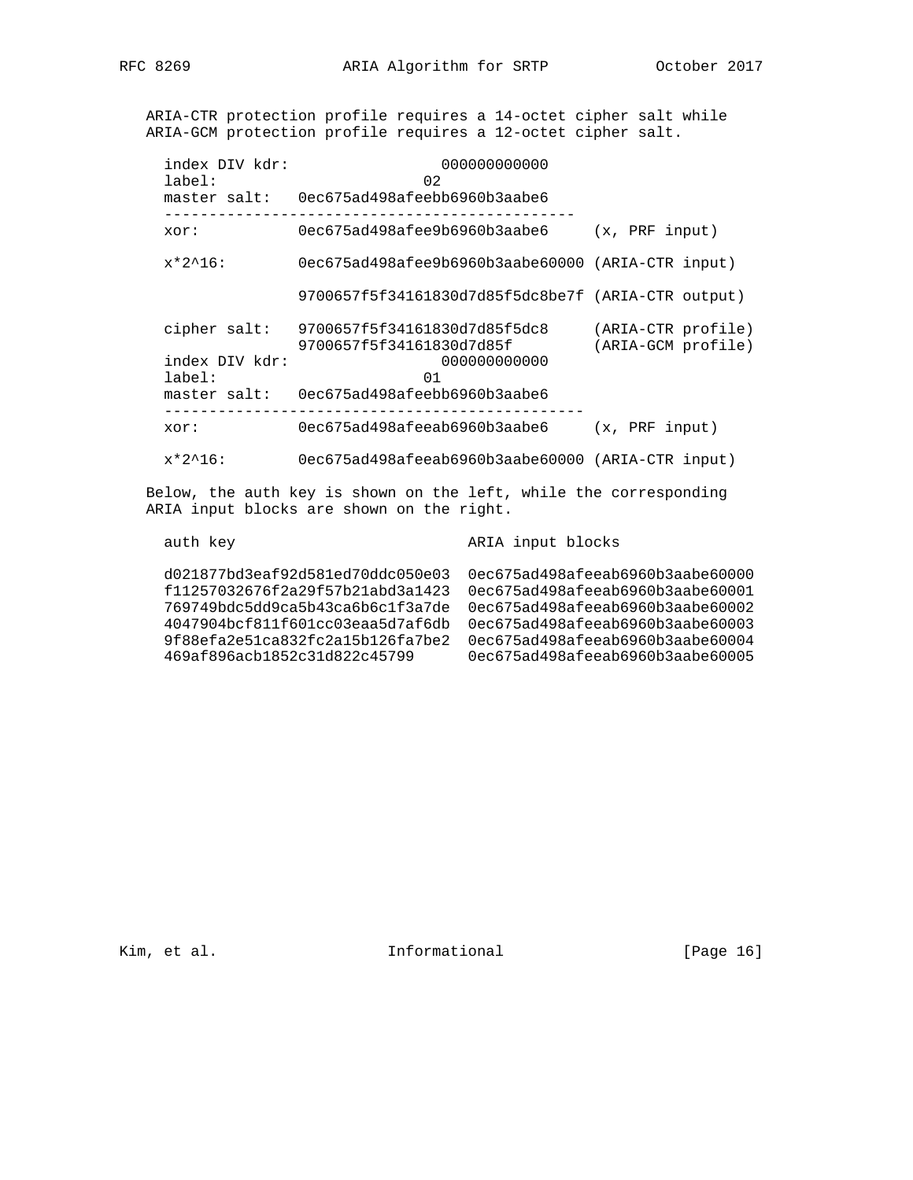ARIA-CTR protection profile requires a 14-octet cipher salt while ARIA-GCM protection profile requires a 12-octet cipher salt.

```
index DIV kdr:                 000000000000
label:                       02
master salt:   0ec675ad498afeebb6960b3aabe6
----------------------------------------------
xor:           0ec675ad498afee9b6960b3aabe6     (x, PRF input)

x*2^16:        0ec675ad498afee9b6960b3aabe60000 (ARIA-CTR input)

               9700657f5f34161830d7d85f5dc8be7f (ARIA-CTR output)

cipher salt:   9700657f5f34161830d7d85f5dc8     (ARIA-CTR profile)
               9700657f5f34161830d7d85f         (ARIA-GCM profile)
index DIV kdr:                 000000000000
label:                       01
master salt:   0ec675ad498afeebb6960b3aabe6
-----------------------------------------------
xor:           0ec675ad498afeeab6960b3aabe6     (x, PRF input)

x*2^16:        0ec675ad498afeeab6960b3aabe60000 (ARIA-CTR input)
```

Below, the auth key is shown on the left, while the corresponding ARIA input blocks are shown on the right.

```
auth key                          ARIA input blocks

d021877bd3eaf92d581ed70ddc050e03  0ec675ad498afeeab6960b3aabe60000
f11257032676f2a29f57b21abd3a1423  0ec675ad498afeeab6960b3aabe60001
769749bdc5dd9ca5b43ca6b6c1f3a7de  0ec675ad498afeeab6960b3aabe60002
4047904bcf811f601cc03eaa5d7af6db  0ec675ad498afeeab6960b3aabe60003
9f88efa2e51ca832fc2a15b126fa7be2  0ec675ad498afeeab6960b3aabe60004
469af896acb1852c31d822c45799      0ec675ad498afeeab6960b3aabe60005
```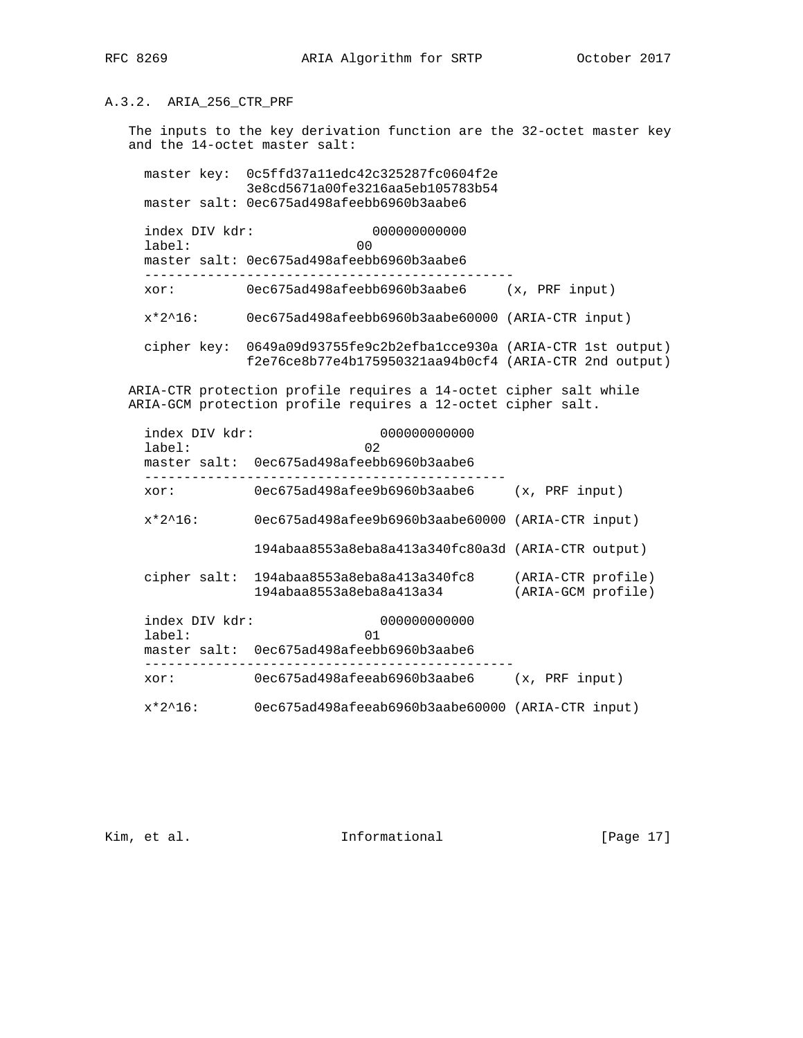### A.3.2. ARIA_256_CTR_PRF

The inputs to the key derivation function are the 32-octet master key and the 14-octet master salt:

```
  master key:  0c5ffd37a11edc42c325287fc0604f2e
               3e8cd5671a00fe3216aa5eb105783b54
  master salt: 0ec675ad498afeebb6960b3aabe6

  index DIV kdr:               000000000000
  label:                     00
  master salt: 0ec675ad498afeebb6960b3aabe6
  -----------------------------------------------
  xor:         0ec675ad498afeebb6960b3aabe6     (x, PRF input)

  x*2^16:      0ec675ad498afeebb6960b3aabe60000 (ARIA-CTR input)

  cipher key:  0649a09d93755fe9c2b2efba1cce930a (ARIA-CTR 1st output)
               f2e76ce8b77e4b175950321aa94b0cf4 (ARIA-CTR 2nd output)
```

ARIA-CTR protection profile requires a 14-octet cipher salt while ARIA-GCM protection profile requires a 12-octet cipher salt.

```
  index DIV kdr:                000000000000
  label:                      02
  master salt:  0ec675ad498afeebb6960b3aabe6
  -----------------------------------------------
  xor:          0ec675ad498afee9b6960b3aabe6     (x, PRF input)

  x*2^16:       0ec675ad498afee9b6960b3aabe60000 (ARIA-CTR input)

                194abaa8553a8eba8a413a340fc80a3d (ARIA-CTR output)

  cipher salt:  194abaa8553a8eba8a413a340fc8     (ARIA-CTR profile)
                194abaa8553a8eba8a413a34         (ARIA-GCM profile)

  index DIV kdr:                000000000000
  label:                      01
  master salt:  0ec675ad498afeebb6960b3aabe6
  -----------------------------------------------
  xor:          0ec675ad498afeeab6960b3aabe6     (x, PRF input)

  x*2^16:       0ec675ad498afeeab6960b3aabe60000 (ARIA-CTR input)
```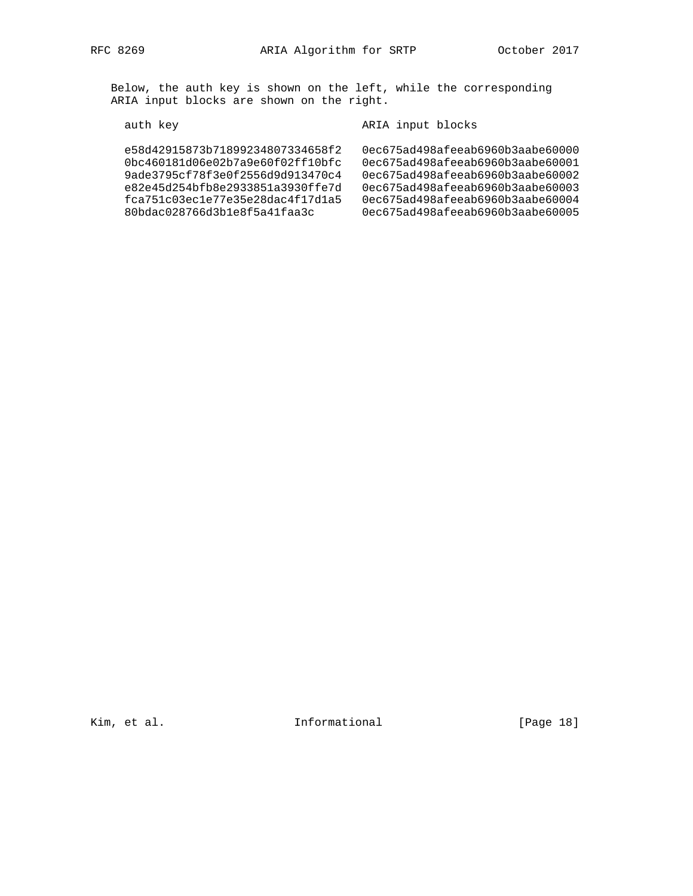Below, the auth key is shown on the left, while the corresponding ARIA input blocks are shown on the right.

```
auth key                          ARIA input blocks

e58d42915873b71899234807334658f2  0ec675ad498afeeab6960b3aabe60000
0bc460181d06e02b7a9e60f02ff10bfc  0ec675ad498afeeab6960b3aabe60001
9ade3795cf78f3e0f2556d9d913470c4  0ec675ad498afeeab6960b3aabe60002
e82e45d254bfb8e2933851a3930ffe7d  0ec675ad498afeeab6960b3aabe60003
fca751c03ec1e77e35e28dac4f17d1a5  0ec675ad498afeeab6960b3aabe60004
80bdac028766d3b1e8f5a41faa3c      0ec675ad498afeeab6960b3aabe60005
```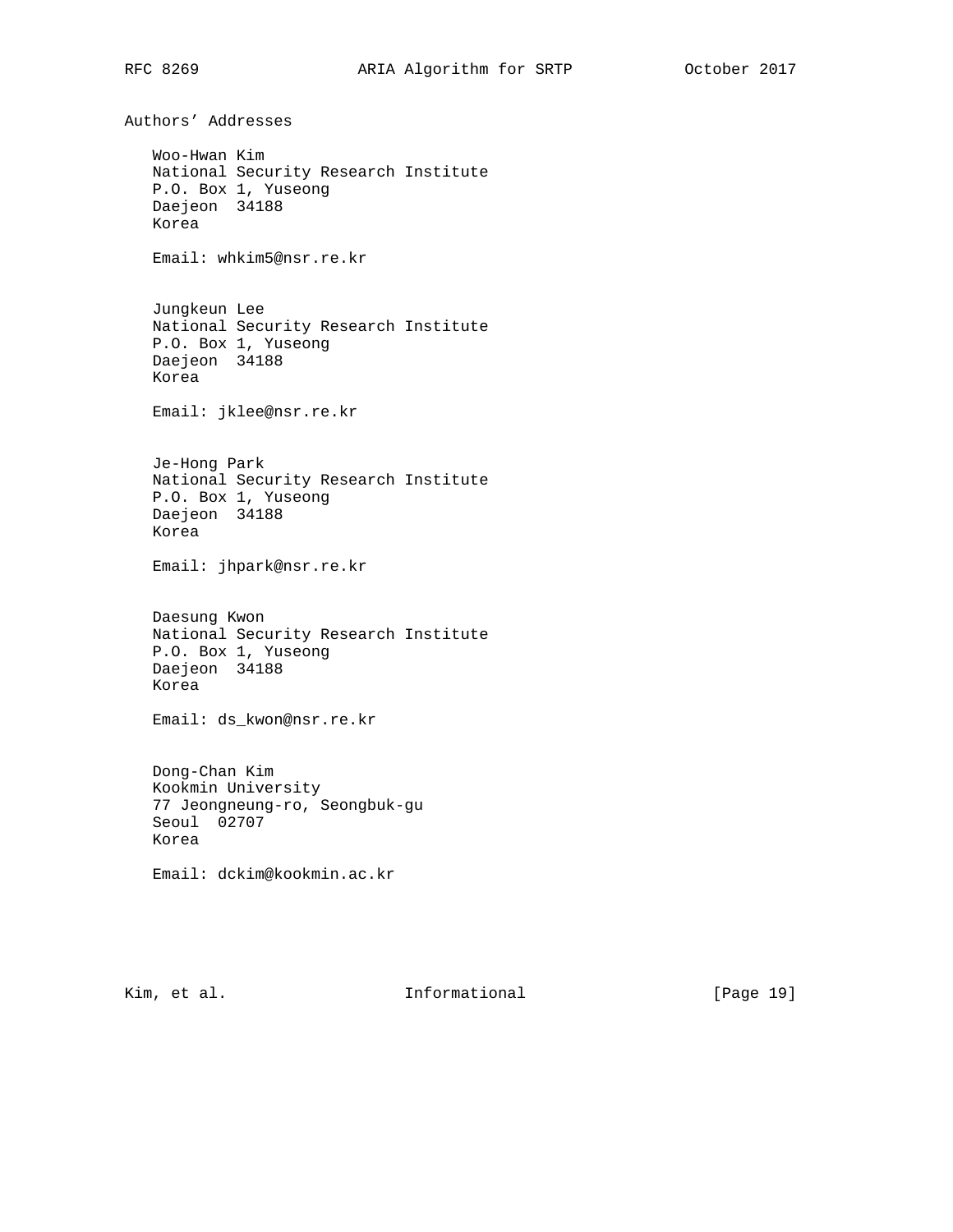## Authors' Addresses

Woo-Hwan Kim
National Security Research Institute
P.O. Box 1, Yuseong
Daejeon  34188
Korea

Email: whkim5@nsr.re.kr

Jungkeun Lee
National Security Research Institute
P.O. Box 1, Yuseong
Daejeon  34188
Korea

Email: jklee@nsr.re.kr

Je-Hong Park
National Security Research Institute
P.O. Box 1, Yuseong
Daejeon  34188
Korea

Email: jhpark@nsr.re.kr

Daesung Kwon
National Security Research Institute
P.O. Box 1, Yuseong
Daejeon  34188
Korea

Email: ds_kwon@nsr.re.kr

Dong-Chan Kim
Kookmin University
77 Jeongneung-ro, Seongbuk-gu
Seoul  02707
Korea

Email: dckim@kookmin.ac.kr